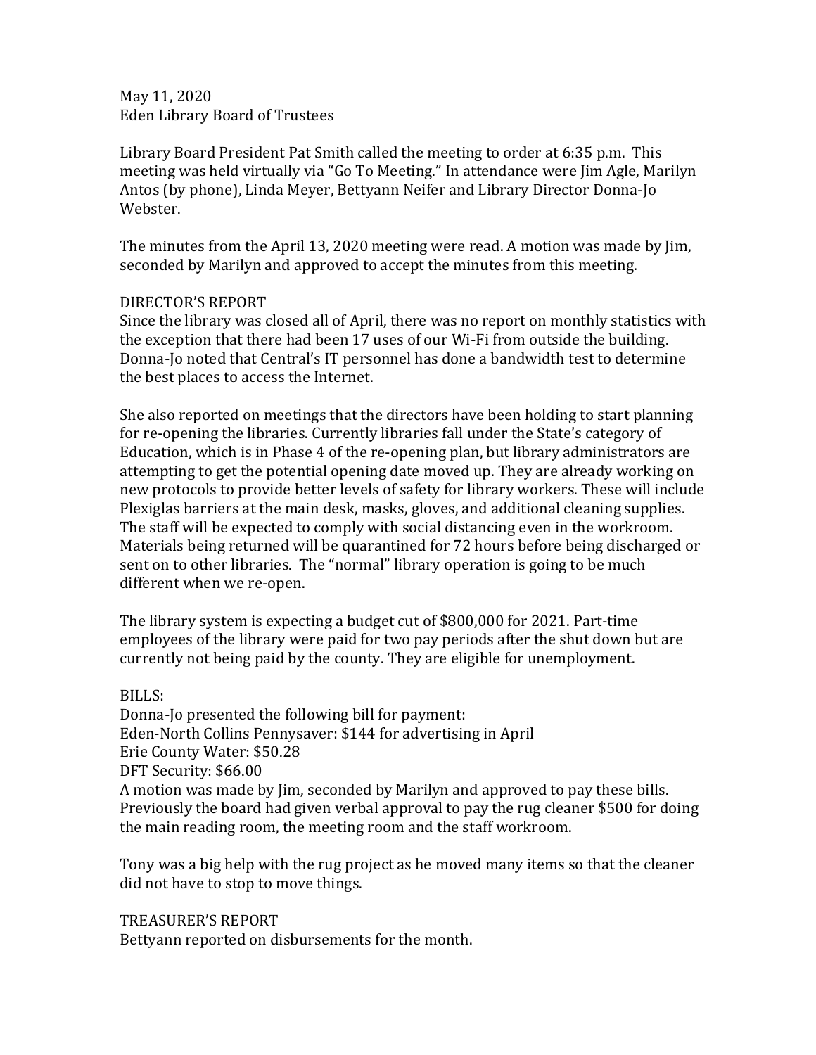May 11, 2020
Eden Library Board of Trustees

Library Board President Pat Smith called the meeting to order at 6:35 p.m. This meeting was held virtually via "Go To Meeting." In attendance were Jim Agle, Marilyn Antos (by phone), Linda Meyer, Bettyann Neifer and Library Director Donna-Jo Webster.

The minutes from the April 13, 2020 meeting were read. A motion was made by Jim, seconded by Marilyn and approved to accept the minutes from this meeting.

DIRECTOR'S REPORT

Since the library was closed all of April, there was no report on monthly statistics with the exception that there had been 17 uses of our Wi-Fi from outside the building. Donna-Jo noted that Central's IT personnel has done a bandwidth test to determine the best places to access the Internet.

She also reported on meetings that the directors have been holding to start planning for re-opening the libraries. Currently libraries fall under the State's category of Education, which is in Phase 4 of the re-opening plan, but library administrators are attempting to get the potential opening date moved up. They are already working on new protocols to provide better levels of safety for library workers. These will include Plexiglas barriers at the main desk, masks, gloves, and additional cleaning supplies. The staff will be expected to comply with social distancing even in the workroom. Materials being returned will be quarantined for 72 hours before being discharged or sent on to other libraries. The "normal" library operation is going to be much different when we re-open.

The library system is expecting a budget cut of $800,000 for 2021. Part-time employees of the library were paid for two pay periods after the shut down but are currently not being paid by the county. They are eligible for unemployment.

BILLS:

Donna-Jo presented the following bill for payment:
Eden-North Collins Pennysaver: $144 for advertising in April
Erie County Water: $50.28
DFT Security: $66.00
A motion was made by Jim, seconded by Marilyn and approved to pay these bills. Previously the board had given verbal approval to pay the rug cleaner $500 for doing the main reading room, the meeting room and the staff workroom.

Tony was a big help with the rug project as he moved many items so that the cleaner did not have to stop to move things.

TREASURER'S REPORT

Bettyann reported on disbursements for the month.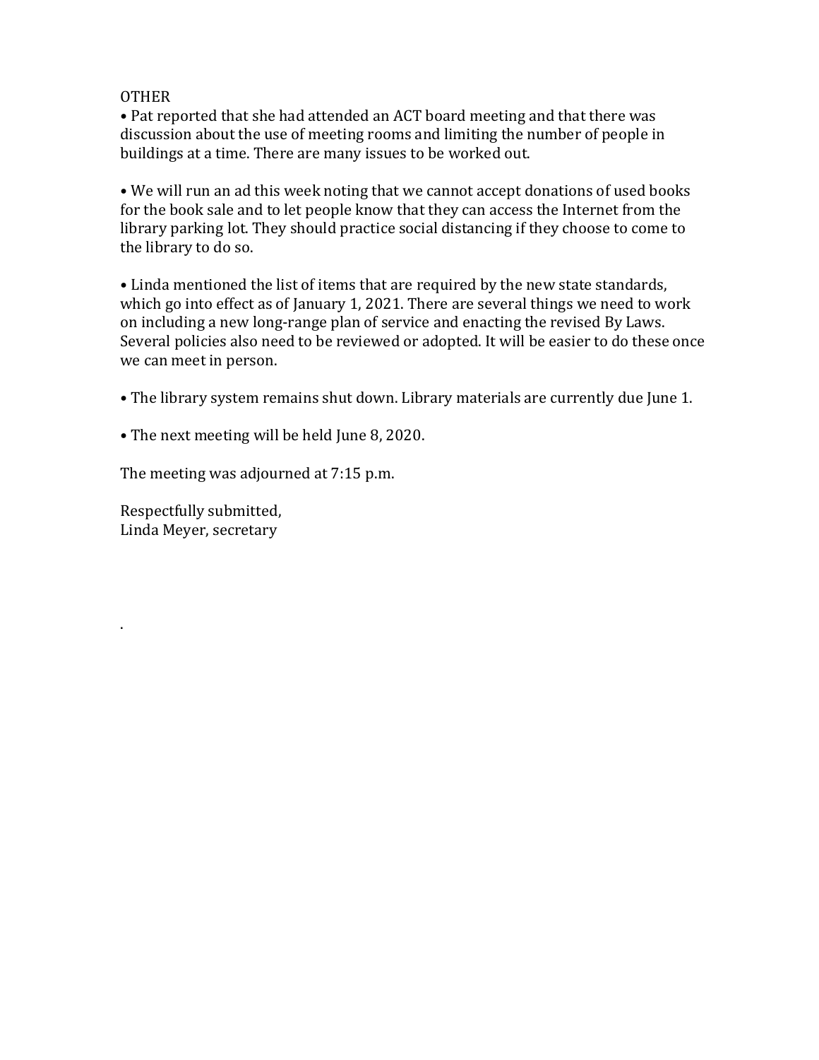OTHER

- Pat reported that she had attended an ACT board meeting and that there was discussion about the use of meeting rooms and limiting the number of people in buildings at a time. There are many issues to be worked out.

- We will run an ad this week noting that we cannot accept donations of used books for the book sale and to let people know that they can access the Internet from the library parking lot. They should practice social distancing if they choose to come to the library to do so.

- Linda mentioned the list of items that are required by the new state standards, which go into effect as of January 1, 2021. There are several things we need to work on including a new long-range plan of service and enacting the revised By Laws. Several policies also need to be reviewed or adopted. It will be easier to do these once we can meet in person.

- The library system remains shut down. Library materials are currently due June 1.

- The next meeting will be held June 8, 2020.

The meeting was adjourned at 7:15 p.m.

Respectfully submitted,
Linda Meyer, secretary

.